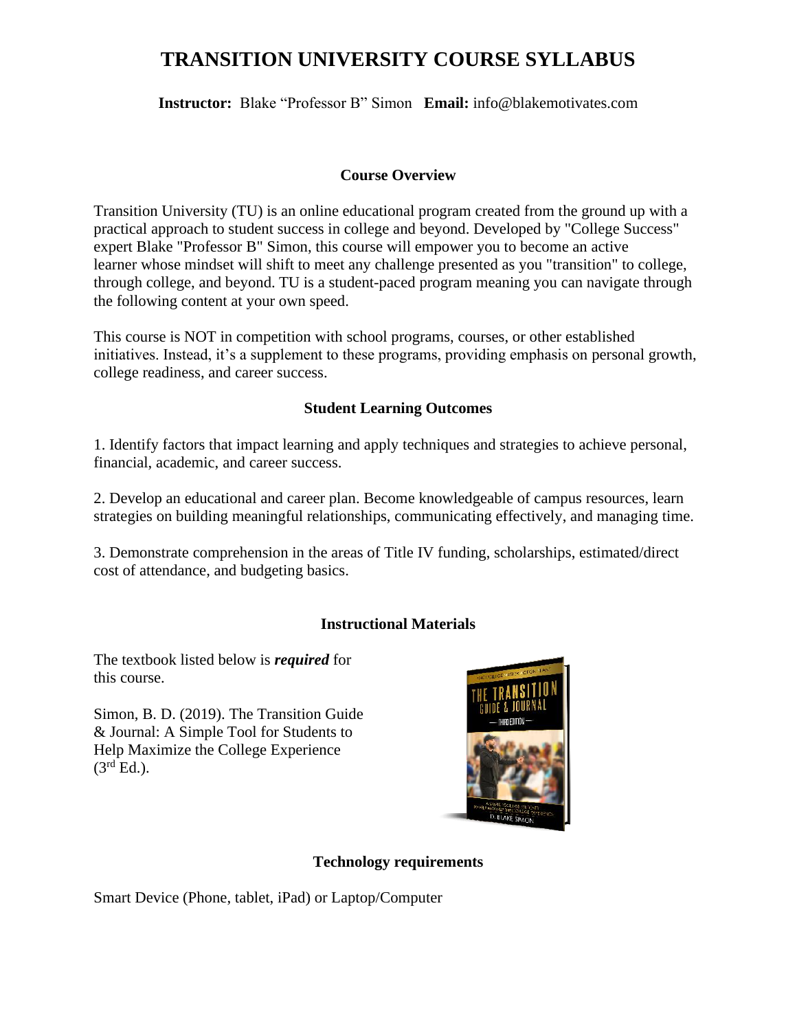# TRANSITION UNIVERSITY COURSE SYLLABUS

**Instructor:** Blake "Professor B" Simon **Email:** info@blakemotivates.com

## Course Overview

Transition University (TU) is an online educational program created from the ground up with a practical approach to student success in college and beyond. Developed by "College Success" expert Blake "Professor B" Simon, this course will empower you to become an active learner whose mindset will shift to meet any challenge presented as you "transition" to college, through college, and beyond. TU is a student-paced program meaning you can navigate through the following content at your own speed.

This course is NOT in competition with school programs, courses, or other established initiatives. Instead, it's a supplement to these programs, providing emphasis on personal growth, college readiness, and career success.

## Student Learning Outcomes

1. Identify factors that impact learning and apply techniques and strategies to achieve personal, financial, academic, and career success.

2. Develop an educational and career plan. Become knowledgeable of campus resources, learn strategies on building meaningful relationships, communicating effectively, and managing time.

3. Demonstrate comprehension in the areas of Title IV funding, scholarships, estimated/direct cost of attendance, and budgeting basics.

## Instructional Materials

The textbook listed below is ***required*** for this course.

Simon, B. D. (2019). The Transition Guide & Journal: A Simple Tool for Students to Help Maximize the College Experience (3rd Ed.).

## Technology requirements

Smart Device (Phone, tablet, iPad) or Laptop/Computer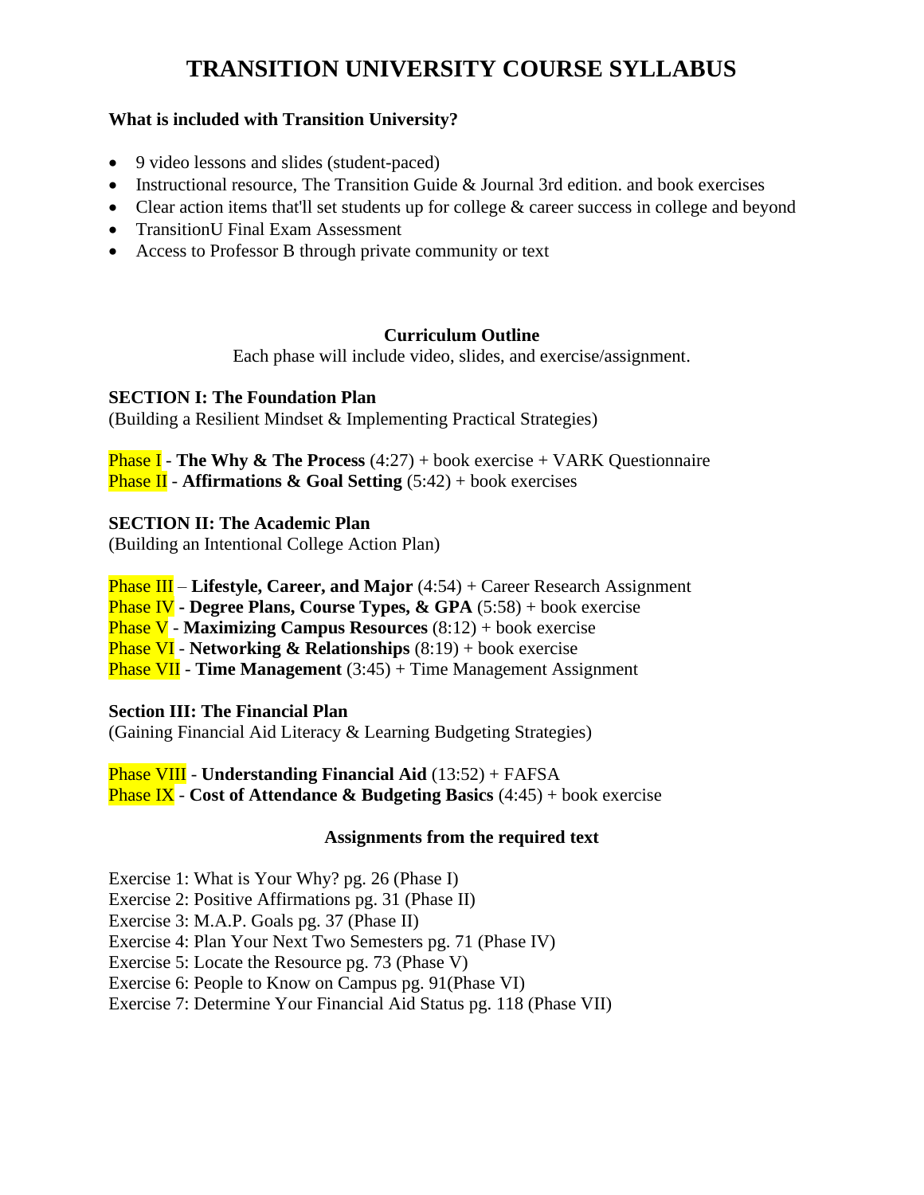# TRANSITION UNIVERSITY COURSE SYLLABUS

**What is included with Transition University?**

- 9 video lessons and slides (student-paced)
- Instructional resource, The Transition Guide & Journal 3rd edition. and book exercises
- Clear action items that'll set students up for college & career success in college and beyond
- TransitionU Final Exam Assessment
- Access to Professor B through private community or text

**Curriculum Outline**

Each phase will include video, slides, and exercise/assignment.

**SECTION I: The Foundation Plan**
(Building a Resilient Mindset & Implementing Practical Strategies)

Phase I - **The Why & The Process** (4:27) + book exercise + VARK Questionnaire
Phase II - **Affirmations & Goal Setting** (5:42) + book exercises

**SECTION II: The Academic Plan**
(Building an Intentional College Action Plan)

Phase III – **Lifestyle, Career, and Major** (4:54) + Career Research Assignment
Phase IV **- Degree Plans, Course Types, & GPA** (5:58) + book exercise
Phase V - **Maximizing Campus Resources** (8:12) + book exercise
Phase VI - **Networking & Relationships** (8:19) + book exercise
Phase VII - **Time Management** (3:45) + Time Management Assignment

**Section III: The Financial Plan**
(Gaining Financial Aid Literacy & Learning Budgeting Strategies)

Phase VIII - **Understanding Financial Aid** (13:52) + FAFSA
Phase IX - **Cost of Attendance & Budgeting Basics** (4:45) + book exercise

**Assignments from the required text**

Exercise 1: What is Your Why? pg. 26 (Phase I)
Exercise 2: Positive Affirmations pg. 31 (Phase II)
Exercise 3: M.A.P. Goals pg. 37 (Phase II)
Exercise 4: Plan Your Next Two Semesters pg. 71 (Phase IV)
Exercise 5: Locate the Resource pg. 73 (Phase V)
Exercise 6: People to Know on Campus pg. 91(Phase VI)
Exercise 7: Determine Your Financial Aid Status pg. 118 (Phase VII)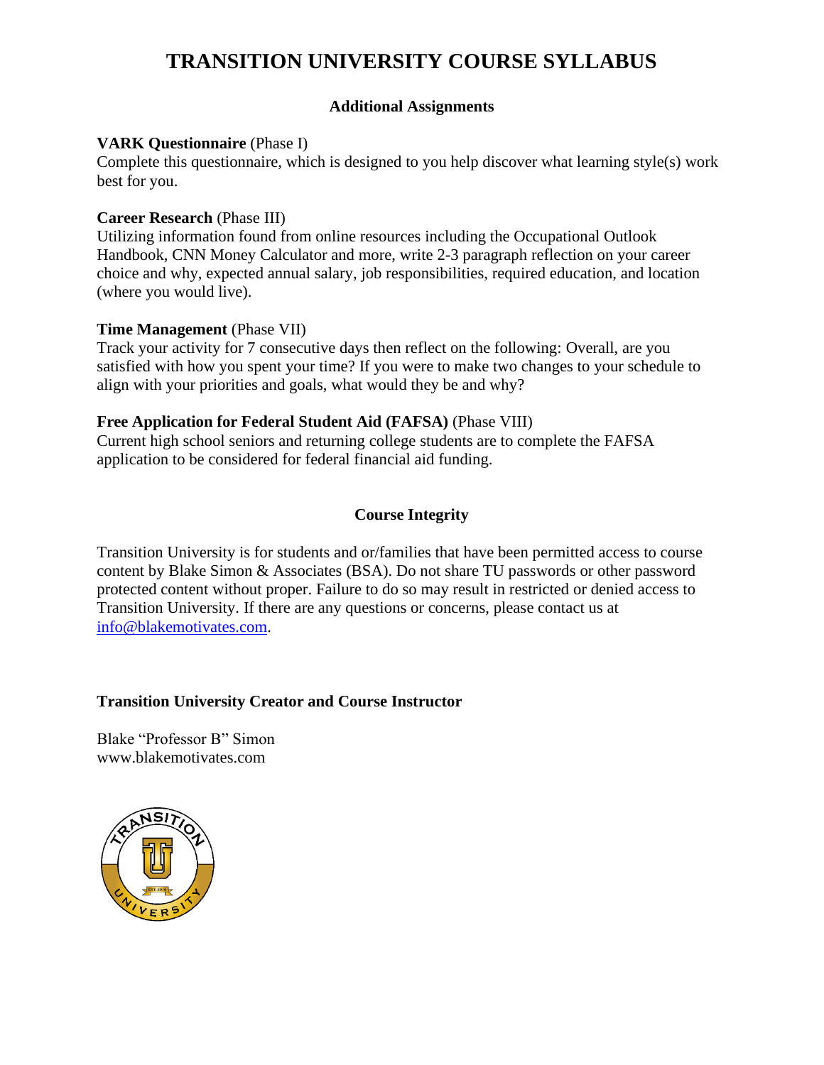# TRANSITION UNIVERSITY COURSE SYLLABUS

## Additional Assignments

**VARK Questionnaire** (Phase I)
Complete this questionnaire, which is designed to you help discover what learning style(s) work best for you.

**Career Research** (Phase III)
Utilizing information found from online resources including the Occupational Outlook Handbook, CNN Money Calculator and more, write 2-3 paragraph reflection on your career choice and why, expected annual salary, job responsibilities, required education, and location (where you would live).

**Time Management** (Phase VII)
Track your activity for 7 consecutive days then reflect on the following: Overall, are you satisfied with how you spent your time? If you were to make two changes to your schedule to align with your priorities and goals, what would they be and why?

**Free Application for Federal Student Aid (FAFSA)** (Phase VIII)
Current high school seniors and returning college students are to complete the FAFSA application to be considered for federal financial aid funding.

## Course Integrity

Transition University is for students and or/families that have been permitted access to course content by Blake Simon & Associates (BSA). Do not share TU passwords or other password protected content without proper. Failure to do so may result in restricted or denied access to Transition University. If there are any questions or concerns, please contact us at info@blakemotivates.com.

**Transition University Creator and Course Instructor**

Blake "Professor B" Simon
www.blakemotivates.com